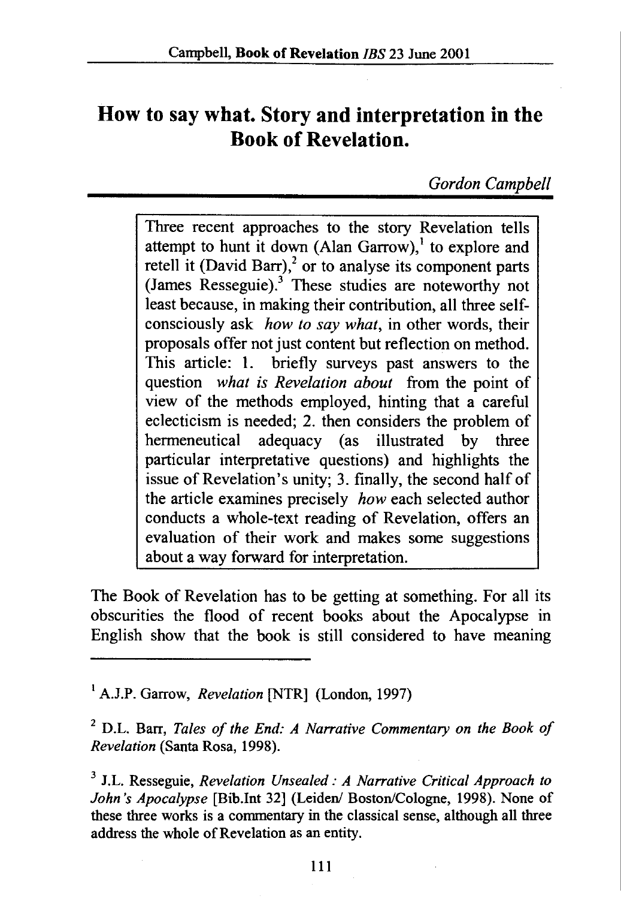# How to say what. Story and interpretation in the Book of Revelation.

*Gordon Campbell*

> Three recent approaches to the story Revelation tells attempt to hunt it down (Alan Garrow),[1] to explore and retell it (David Barr),[2] or to analyse its component parts (James Resseguie).[3] These studies are noteworthy not least because, in making their contribution, all three self-consciously ask *how to say what*, in other words, their proposals offer not just content but reflection on method. This article: 1. briefly surveys past answers to the question *what is Revelation about* from the point of view of the methods employed, hinting that a careful eclecticism is needed; 2. then considers the problem of hermeneutical adequacy (as illustrated by three particular interpretative questions) and highlights the issue of Revelation's unity; 3. finally, the second half of the article examines precisely *how* each selected author conducts a whole-text reading of Revelation, offers an evaluation of their work and makes some suggestions about a way forward for interpretation.

The Book of Revelation has to be getting at something. For all its obscurities the flood of recent books about the Apocalypse in English show that the book is still considered to have meaning

---

[1] A.J.P. Garrow, *Revelation* [NTR] (London, 1997)

[2] D.L. Barr, *Tales of the End: A Narrative Commentary on the Book of Revelation* (Santa Rosa, 1998).

[3] J.L. Resseguie, *Revelation Unsealed : A Narrative Critical Approach to John's Apocalypse* [Bib.Int 32] (Leiden/ Boston/Cologne, 1998). None of these three works is a commentary in the classical sense, although all three address the whole of Revelation as an entity.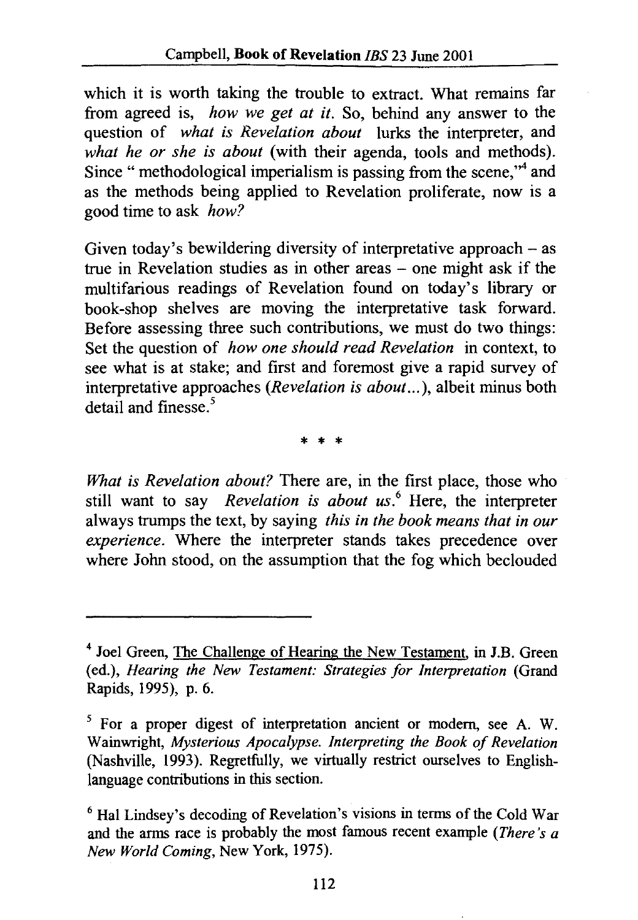which it is worth taking the trouble to extract. What remains far from agreed is, *how we get at it*. So, behind any answer to the question of *what is Revelation about* lurks the interpreter, and *what he or she is about* (with their agenda, tools and methods). Since " methodological imperialism is passing from the scene,"[4] and as the methods being applied to Revelation proliferate, now is a good time to ask *how?*

Given today's bewildering diversity of interpretative approach – as true in Revelation studies as in other areas – one might ask if the multifarious readings of Revelation found on today's library or book-shop shelves are moving the interpretative task forward. Before assessing three such contributions, we must do two things: Set the question of *how one should read Revelation* in context, to see what is at stake; and first and foremost give a rapid survey of interpretative approaches (*Revelation is about...*), albeit minus both detail and finesse.[5]

\* \* \*

*What is Revelation about?* There are, in the first place, those who still want to say *Revelation is about us*.[6] Here, the interpreter always trumps the text, by saying *this in the book means that in our experience*. Where the interpreter stands takes precedence over where John stood, on the assumption that the fog which beclouded

---

[4] Joel Green, The Challenge of Hearing the New Testament, in J.B. Green (ed.), *Hearing the New Testament: Strategies for Interpretation* (Grand Rapids, 1995), p. 6.

[5] For a proper digest of interpretation ancient or modern, see A. W. Wainwright, *Mysterious Apocalypse. Interpreting the Book of Revelation* (Nashville, 1993). Regretfully, we virtually restrict ourselves to English-language contributions in this section.

[6] Hal Lindsey's decoding of Revelation's visions in terms of the Cold War and the arms race is probably the most famous recent example (*There's a New World Coming*, New York, 1975).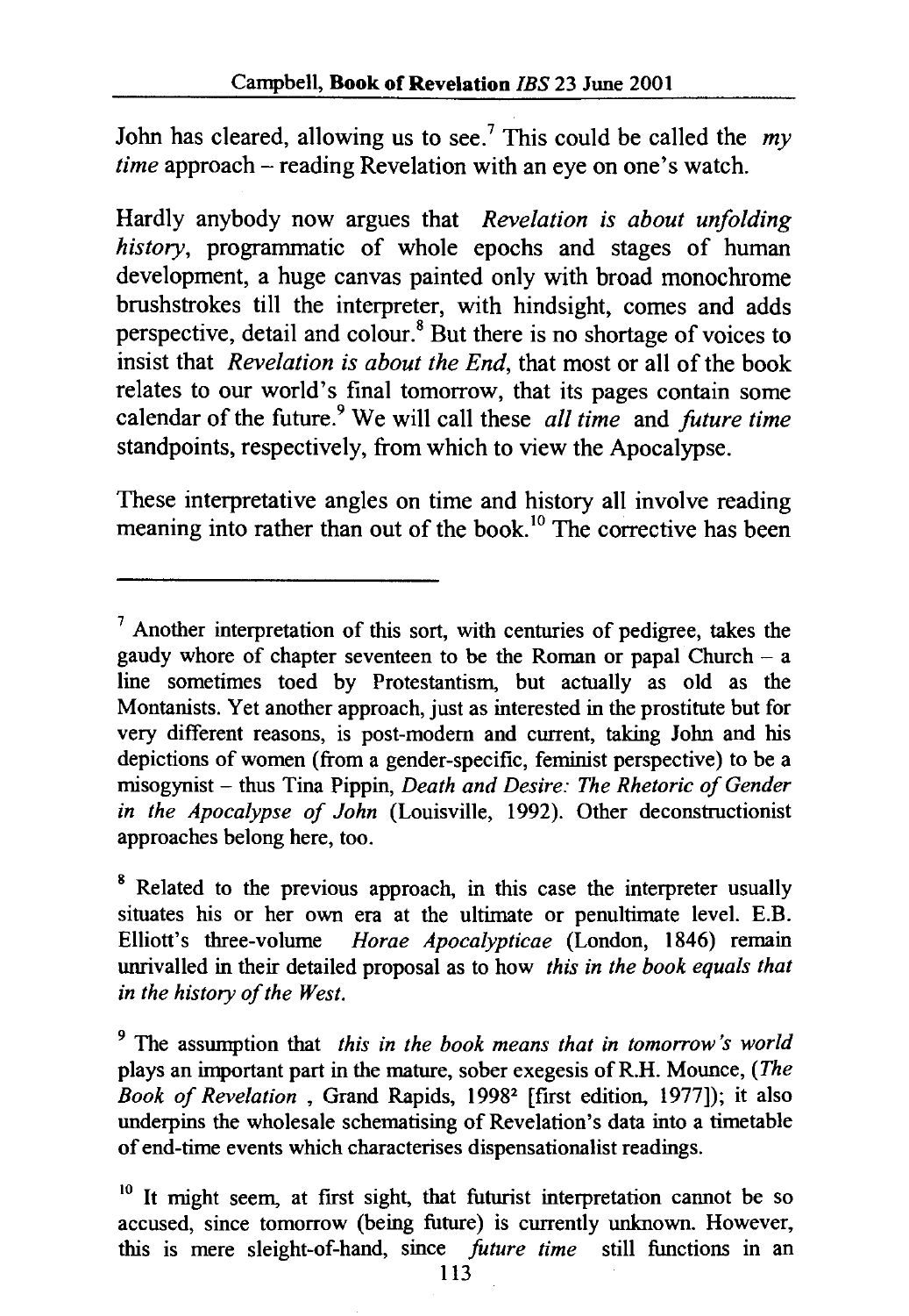John has cleared, allowing us to see.[7] This could be called the *my time* approach – reading Revelation with an eye on one's watch.

Hardly anybody now argues that *Revelation is about unfolding history*, programmatic of whole epochs and stages of human development, a huge canvas painted only with broad monochrome brushstrokes till the interpreter, with hindsight, comes and adds perspective, detail and colour.[8] But there is no shortage of voices to insist that *Revelation is about the End*, that most or all of the book relates to our world's final tomorrow, that its pages contain some calendar of the future.[9] We will call these *all time* and *future time* standpoints, respectively, from which to view the Apocalypse.

These interpretative angles on time and history all involve reading meaning into rather than out of the book.[10] The corrective has been

---

[7] Another interpretation of this sort, with centuries of pedigree, takes the gaudy whore of chapter seventeen to be the Roman or papal Church – a line sometimes toed by Protestantism, but actually as old as the Montanists. Yet another approach, just as interested in the prostitute but for very different reasons, is post-modern and current, taking John and his depictions of women (from a gender-specific, feminist perspective) to be a misogynist – thus Tina Pippin, *Death and Desire: The Rhetoric of Gender in the Apocalypse of John* (Louisville, 1992). Other deconstructionist approaches belong here, too.

[8] Related to the previous approach, in this case the interpreter usually situates his or her own era at the ultimate or penultimate level. E.B. Elliott's three-volume *Horae Apocalypticae* (London, 1846) remain unrivalled in their detailed proposal as to how *this in the book equals that in the history of the West.*

[9] The assumption that *this in the book means that in tomorrow's world* plays an important part in the mature, sober exegesis of R.H. Mounce, (*The Book of Revelation* , Grand Rapids, 1998² [first edition, 1977]); it also underpins the wholesale schematising of Revelation's data into a timetable of end-time events which characterises dispensationalist readings.

[10] It might seem, at first sight, that futurist interpretation cannot be so accused, since tomorrow (being future) is currently unknown. However, this is mere sleight-of-hand, since *future time* still functions in an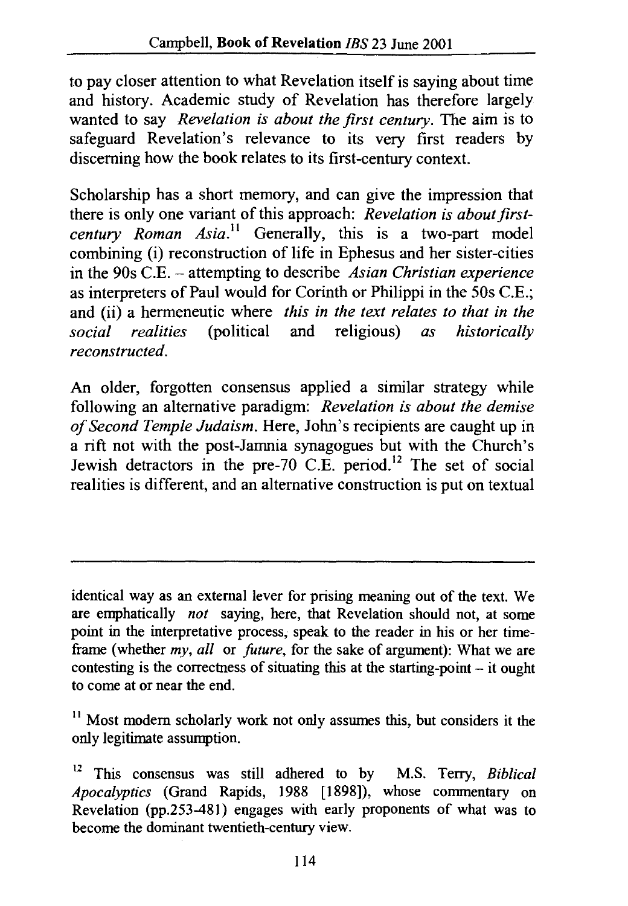to pay closer attention to what Revelation itself is saying about time and history. Academic study of Revelation has therefore largely wanted to say *Revelation is about the first century*. The aim is to safeguard Revelation's relevance to its very first readers by discerning how the book relates to its first-century context.

Scholarship has a short memory, and can give the impression that there is only one variant of this approach: *Revelation is about first-century Roman Asia*.[11] Generally, this is a two-part model combining (i) reconstruction of life in Ephesus and her sister-cities in the 90s C.E. – attempting to describe *Asian Christian experience* as interpreters of Paul would for Corinth or Philippi in the 50s C.E.; and (ii) a hermeneutic where *this in the text relates to that in the social realities* (political and religious) *as historically reconstructed*.

An older, forgotten consensus applied a similar strategy while following an alternative paradigm: *Revelation is about the demise of Second Temple Judaism*. Here, John's recipients are caught up in a rift not with the post-Jamnia synagogues but with the Church's Jewish detractors in the pre-70 C.E. period.[12] The set of social realities is different, and an alternative construction is put on textual

---

identical way as an external lever for prising meaning out of the text. We are emphatically *not* saying, here, that Revelation should not, at some point in the interpretative process, speak to the reader in his or her time-frame (whether *my*, *all* or *future*, for the sake of argument): What we are contesting is the correctness of situating this at the starting-point – it ought to come at or near the end.

[11] Most modern scholarly work not only assumes this, but considers it the only legitimate assumption.

[12] This consensus was still adhered to by M.S. Terry, *Biblical Apocalyptics* (Grand Rapids, 1988 [1898]), whose commentary on Revelation (pp.253-481) engages with early proponents of what was to become the dominant twentieth-century view.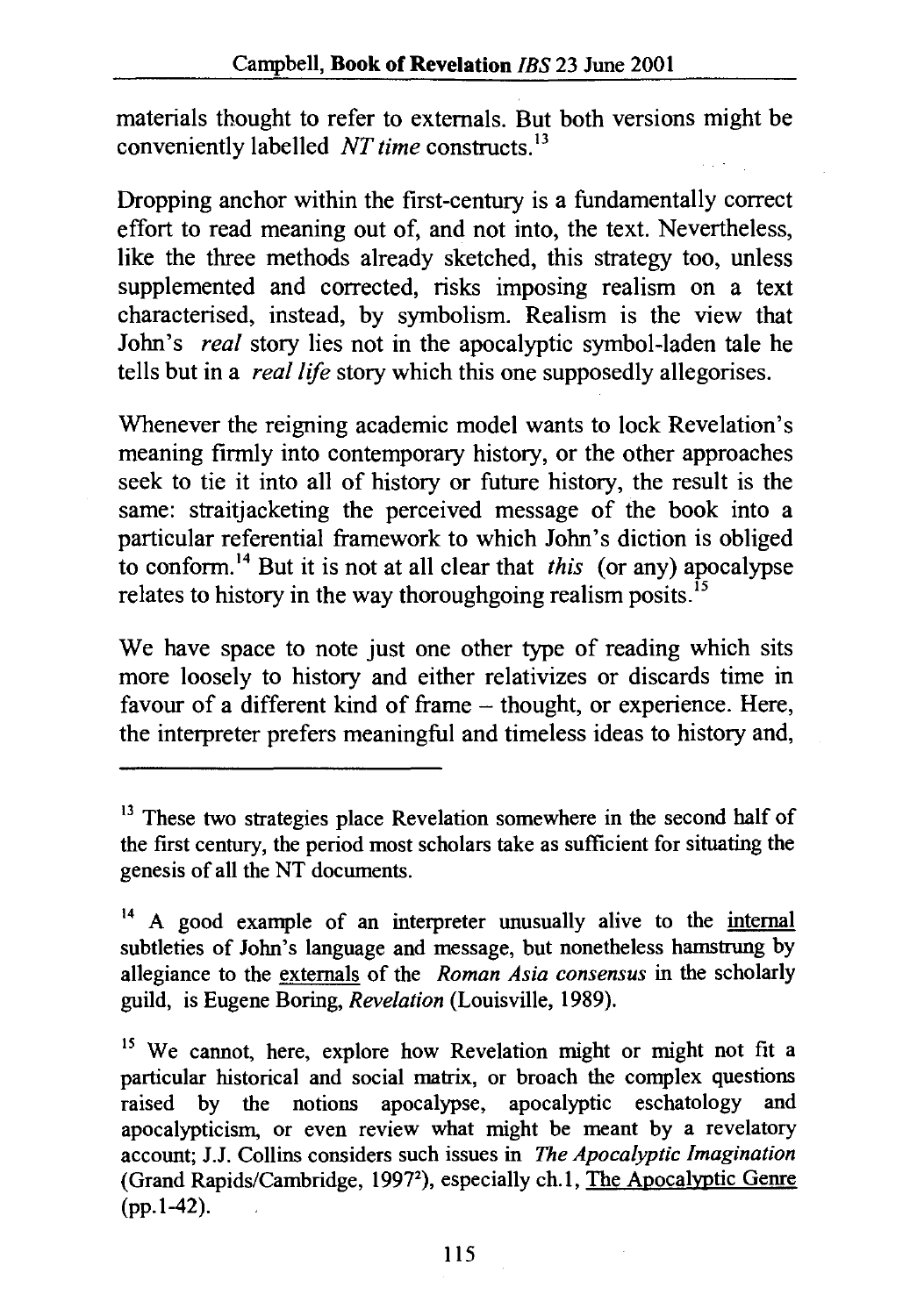materials thought to refer to externals. But both versions might be conveniently labelled *NT time* constructs.[13]

Dropping anchor within the first-century is a fundamentally correct effort to read meaning out of, and not into, the text. Nevertheless, like the three methods already sketched, this strategy too, unless supplemented and corrected, risks imposing realism on a text characterised, instead, by symbolism. Realism is the view that John's *real* story lies not in the apocalyptic symbol-laden tale he tells but in a *real life* story which this one supposedly allegorises.

Whenever the reigning academic model wants to lock Revelation's meaning firmly into contemporary history, or the other approaches seek to tie it into all of history or future history, the result is the same: straitjacketing the perceived message of the book into a particular referential framework to which John's diction is obliged to conform.[14] But it is not at all clear that *this* (or any) apocalypse relates to history in the way thoroughgoing realism posits.[15]

We have space to note just one other type of reading which sits more loosely to history and either relativizes or discards time in favour of a different kind of frame – thought, or experience. Here, the interpreter prefers meaningful and timeless ideas to history and,

---

[13] These two strategies place Revelation somewhere in the second half of the first century, the period most scholars take as sufficient for situating the genesis of all the NT documents.

[14] A good example of an interpreter unusually alive to the <u>internal</u> subtleties of John's language and message, but nonetheless hamstrung by allegiance to the <u>externals</u> of the *Roman Asia consensus* in the scholarly guild, is Eugene Boring, *Revelation* (Louisville, 1989).

[15] We cannot, here, explore how Revelation might or might not fit a particular historical and social matrix, or broach the complex questions raised by the notions apocalypse, apocalyptic eschatology and apocalypticism, or even review what might be meant by a revelatory account; J.J. Collins considers such issues in *The Apocalyptic Imagination* (Grand Rapids/Cambridge, 1997²), especially ch.1, <u>The Apocalyptic Genre</u> (pp.1-42).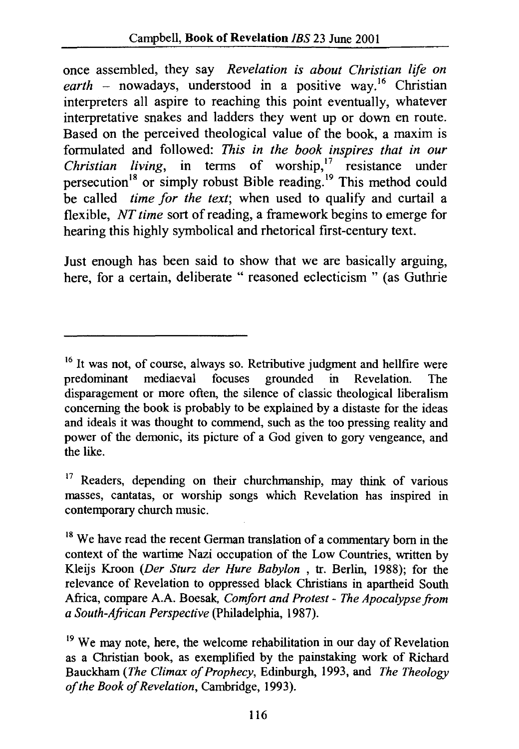once assembled, they say *Revelation is about Christian life on earth* – nowadays, understood in a positive way.[16] Christian interpreters all aspire to reaching this point eventually, whatever interpretative snakes and ladders they went up or down en route. Based on the perceived theological value of the book, a maxim is formulated and followed: *This in the book inspires that in our Christian living*, in terms of worship,[17] resistance under persecution[18] or simply robust Bible reading.[19] This method could be called *time for the text*; when used to qualify and curtail a flexible, *NT time* sort of reading, a framework begins to emerge for hearing this highly symbolical and rhetorical first-century text.

Just enough has been said to show that we are basically arguing, here, for a certain, deliberate " reasoned eclecticism " (as Guthrie

---

[16] It was not, of course, always so. Retributive judgment and hellfire were predominant mediaeval focuses grounded in Revelation. The disparagement or more often, the silence of classic theological liberalism concerning the book is probably to be explained by a distaste for the ideas and ideals it was thought to commend, such as the too pressing reality and power of the demonic, its picture of a God given to gory vengeance, and the like.

[17] Readers, depending on their churchmanship, may think of various masses, cantatas, or worship songs which Revelation has inspired in contemporary church music.

[18] We have read the recent German translation of a commentary born in the context of the wartime Nazi occupation of the Low Countries, written by Kleijs Kroon (*Der Sturz der Hure Babylon* , tr. Berlin, 1988); for the relevance of Revelation to oppressed black Christians in apartheid South Africa, compare A.A. Boesak, *Comfort and Protest - The Apocalypse from a South-African Perspective* (Philadelphia, 1987).

[19] We may note, here, the welcome rehabilitation in our day of Revelation as a Christian book, as exemplified by the painstaking work of Richard Bauckham (*The Climax of Prophecy*, Edinburgh, 1993, and *The Theology of the Book of Revelation*, Cambridge, 1993).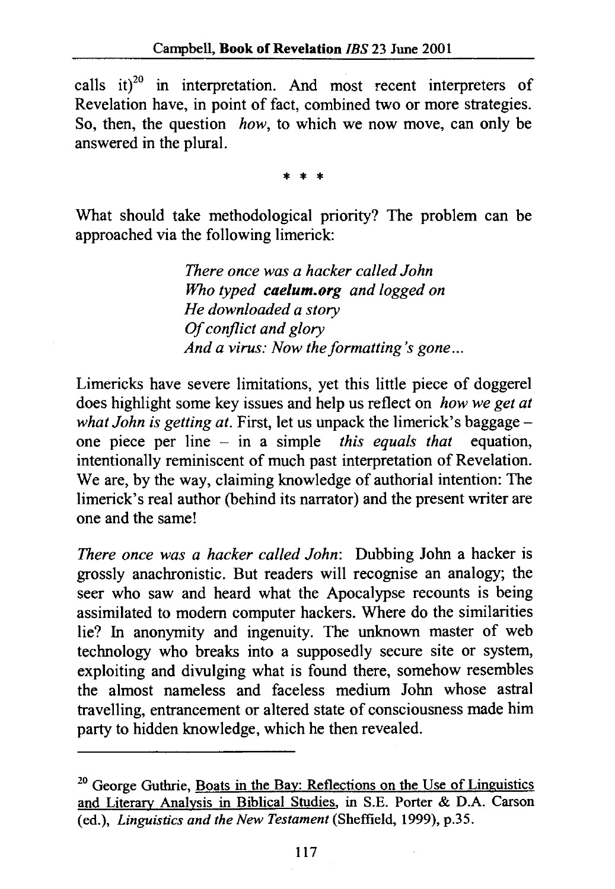calls it)[20] in interpretation. And most recent interpreters of Revelation have, in point of fact, combined two or more strategies. So, then, the question *how*, to which we now move, can only be answered in the plural.

\* \* \*

What should take methodological priority? The problem can be approached via the following limerick:

> *There once was a hacker called John*
> *Who typed* ***caelum.org*** *and logged on*
> *He downloaded a story*
> *Of conflict and glory*
> *And a virus: Now the formatting's gone...*

Limericks have severe limitations, yet this little piece of doggerel does highlight some key issues and help us reflect on *how we get at what John is getting at*. First, let us unpack the limerick's baggage – one piece per line – in a simple *this equals that* equation, intentionally reminiscent of much past interpretation of Revelation. We are, by the way, claiming knowledge of authorial intention: The limerick's real author (behind its narrator) and the present writer are one and the same!

*There once was a hacker called John*: Dubbing John a hacker is grossly anachronistic. But readers will recognise an analogy; the seer who saw and heard what the Apocalypse recounts is being assimilated to modern computer hackers. Where do the similarities lie? In anonymity and ingenuity. The unknown master of web technology who breaks into a supposedly secure site or system, exploiting and divulging what is found there, somehow resembles the almost nameless and faceless medium John whose astral travelling, entrancement or altered state of consciousness made him party to hidden knowledge, which he then revealed.

---

[20] George Guthrie, Boats in the Bay: Reflections on the Use of Linguistics and Literary Analysis in Biblical Studies, in S.E. Porter & D.A. Carson (ed.), *Linguistics and the New Testament* (Sheffield, 1999), p.35.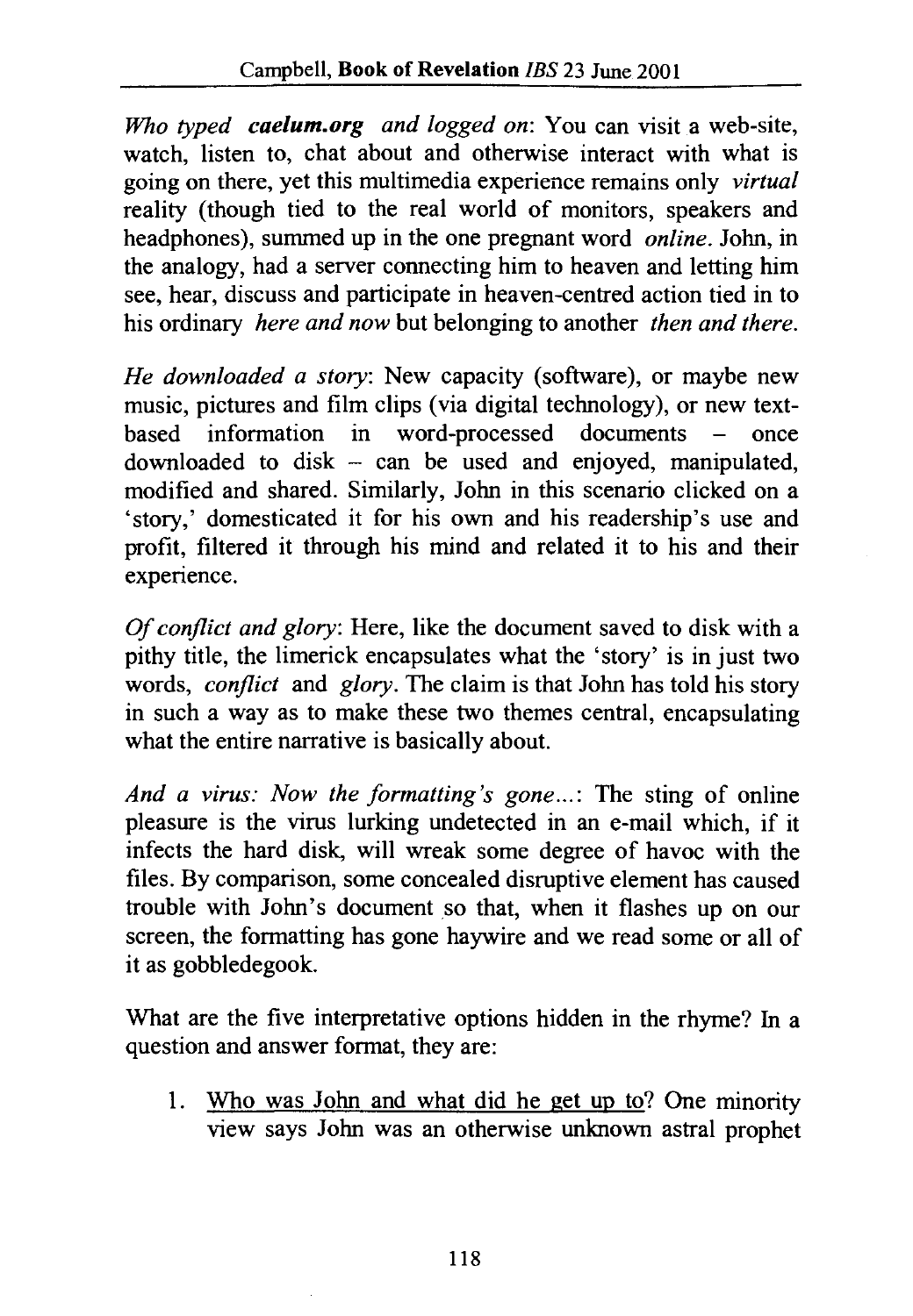*Who typed **caelum.org** and logged on*: You can visit a web-site, watch, listen to, chat about and otherwise interact with what is going on there, yet this multimedia experience remains only *virtual* reality (though tied to the real world of monitors, speakers and headphones), summed up in the one pregnant word *online*. John, in the analogy, had a server connecting him to heaven and letting him see, hear, discuss and participate in heaven-centred action tied in to his ordinary *here and now* but belonging to another *then and there*.

*He downloaded a story*: New capacity (software), or maybe new music, pictures and film clips (via digital technology), or new text-based information in word-processed documents – once downloaded to disk – can be used and enjoyed, manipulated, modified and shared. Similarly, John in this scenario clicked on a 'story,' domesticated it for his own and his readership's use and profit, filtered it through his mind and related it to his and their experience.

*Of conflict and glory*: Here, like the document saved to disk with a pithy title, the limerick encapsulates what the 'story' is in just two words, *conflict* and *glory*. The claim is that John has told his story in such a way as to make these two themes central, encapsulating what the entire narrative is basically about.

*And a virus: Now the formatting's gone…*: The sting of online pleasure is the virus lurking undetected in an e-mail which, if it infects the hard disk, will wreak some degree of havoc with the files. By comparison, some concealed disruptive element has caused trouble with John's document so that, when it flashes up on our screen, the formatting has gone haywire and we read some or all of it as gobbledegook.

What are the five interpretative options hidden in the rhyme? In a question and answer format, they are:

1. <u>Who was John and what did he get up to</u>? One minority view says John was an otherwise unknown astral prophet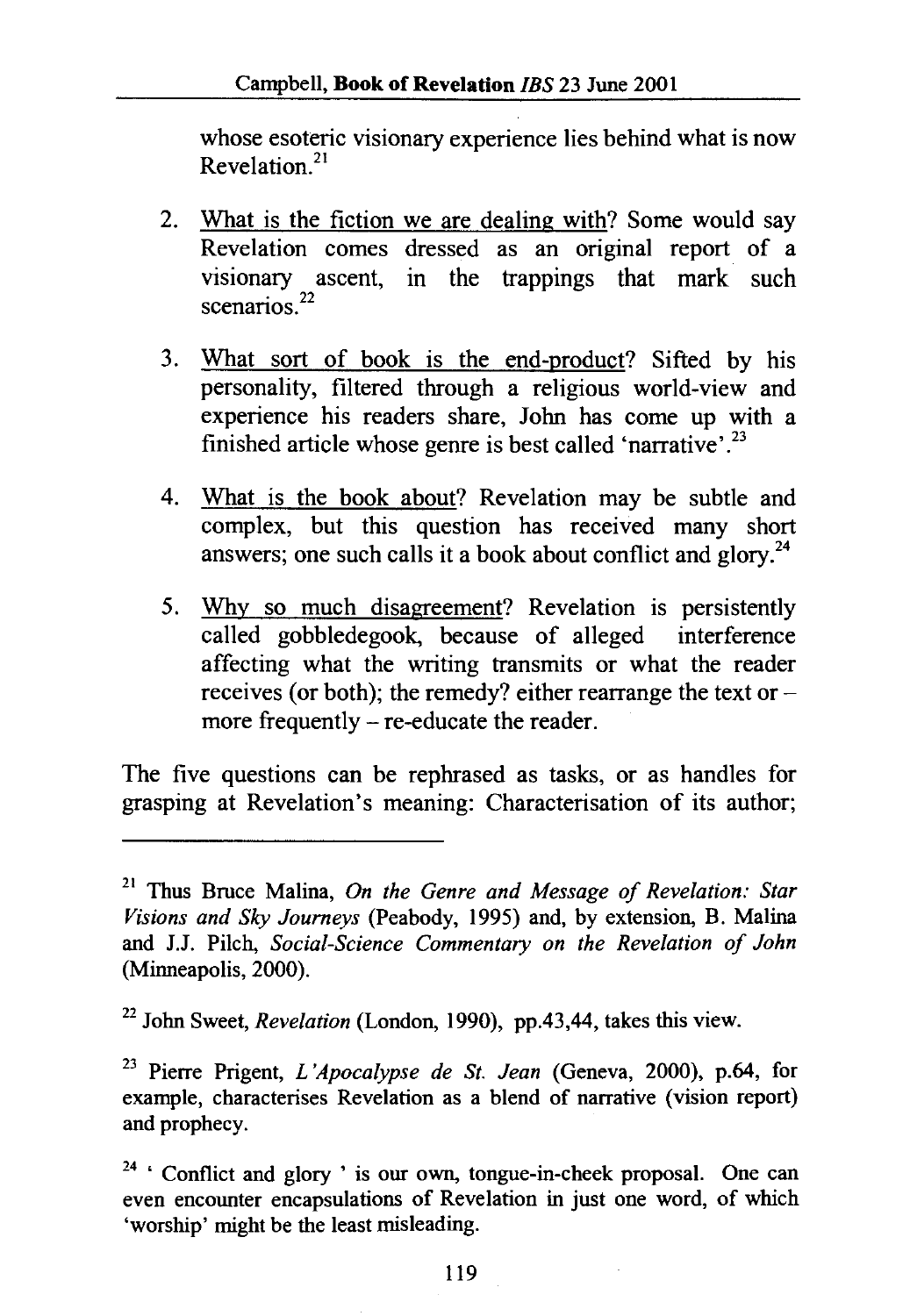whose esoteric visionary experience lies behind what is now Revelation.[21]

2. What is the fiction we are dealing with? Some would say Revelation comes dressed as an original report of a visionary ascent, in the trappings that mark such scenarios.[22]

3. What sort of book is the end-product? Sifted by his personality, filtered through a religious world-view and experience his readers share, John has come up with a finished article whose genre is best called 'narrative'.[23]

4. What is the book about? Revelation may be subtle and complex, but this question has received many short answers; one such calls it a book about conflict and glory.[24]

5. Why so much disagreement? Revelation is persistently called gobbledegook, because of alleged interference affecting what the writing transmits or what the reader receives (or both); the remedy? either rearrange the text or – more frequently – re-educate the reader.

The five questions can be rephrased as tasks, or as handles for grasping at Revelation's meaning: Characterisation of its author;

---

[21] Thus Bruce Malina, *On the Genre and Message of Revelation: Star Visions and Sky Journeys* (Peabody, 1995) and, by extension, B. Malina and J.J. Pilch, *Social-Science Commentary on the Revelation of John* (Minneapolis, 2000).

[22] John Sweet, *Revelation* (London, 1990), pp.43,44, takes this view.

[23] Pierre Prigent, *L'Apocalypse de St. Jean* (Geneva, 2000), p.64, for example, characterises Revelation as a blend of narrative (vision report) and prophecy.

[24] 'Conflict and glory' is our own, tongue-in-cheek proposal. One can even encounter encapsulations of Revelation in just one word, of which 'worship' might be the least misleading.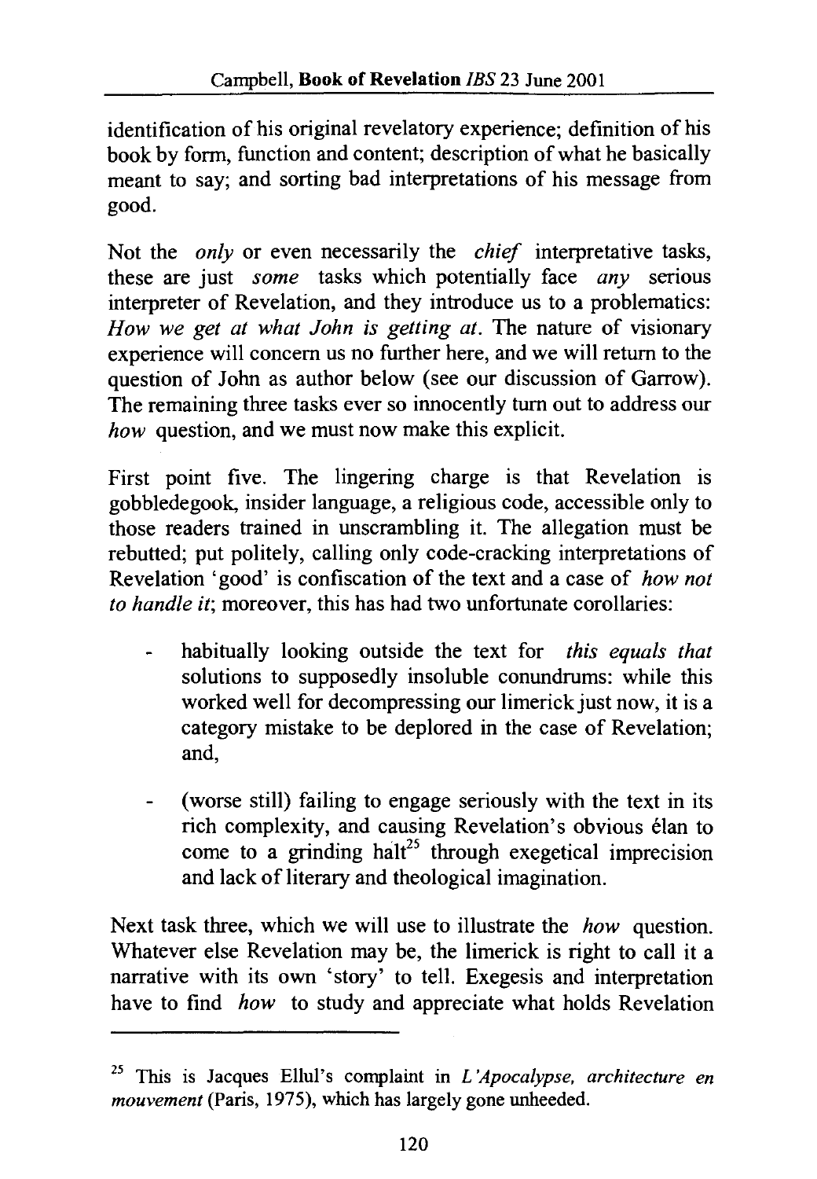identification of his original revelatory experience; definition of his book by form, function and content; description of what he basically meant to say; and sorting bad interpretations of his message from good.

Not the *only* or even necessarily the *chief* interpretative tasks, these are just *some* tasks which potentially face *any* serious interpreter of Revelation, and they introduce us to a problematics: *How we get at what John is getting at.* The nature of visionary experience will concern us no further here, and we will return to the question of John as author below (see our discussion of Garrow). The remaining three tasks ever so innocently turn out to address our *how* question, and we must now make this explicit.

First point five. The lingering charge is that Revelation is gobbledegook, insider language, a religious code, accessible only to those readers trained in unscrambling it. The allegation must be rebutted; put politely, calling only code-cracking interpretations of Revelation 'good' is confiscation of the text and a case of *how not to handle it*; moreover, this has had two unfortunate corollaries:

- habitually looking outside the text for *this equals that* solutions to supposedly insoluble conundrums: while this worked well for decompressing our limerick just now, it is a category mistake to be deplored in the case of Revelation; and,
- (worse still) failing to engage seriously with the text in its rich complexity, and causing Revelation's obvious élan to come to a grinding halt[25] through exegetical imprecision and lack of literary and theological imagination.

Next task three, which we will use to illustrate the *how* question. Whatever else Revelation may be, the limerick is right to call it a narrative with its own 'story' to tell. Exegesis and interpretation have to find *how* to study and appreciate what holds Revelation

---

[25] This is Jacques Ellul's complaint in *L'Apocalypse, architecture en mouvement* (Paris, 1975), which has largely gone unheeded.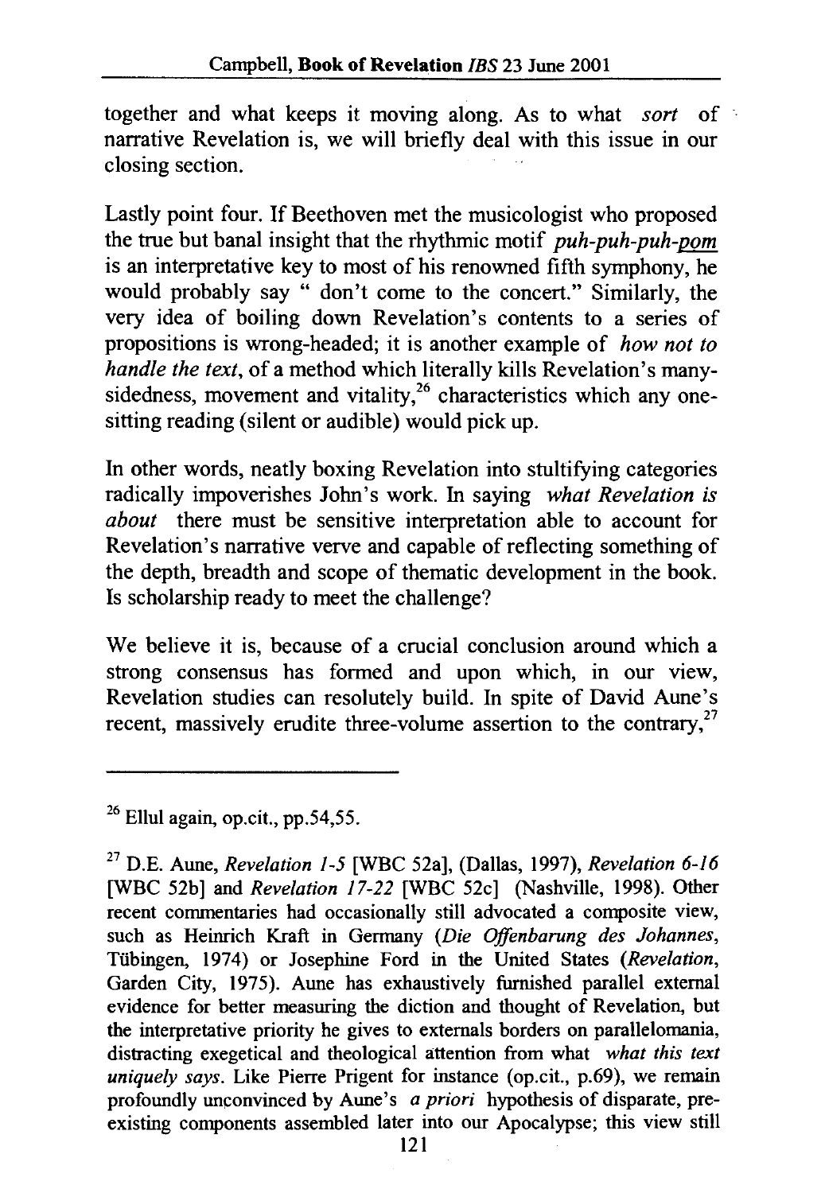together and what keeps it moving along. As to what *sort* of narrative Revelation is, we will briefly deal with this issue in our closing section.

Lastly point four. If Beethoven met the musicologist who proposed the true but banal insight that the rhythmic motif *puh-puh-puh-pom* is an interpretative key to most of his renowned fifth symphony, he would probably say " don't come to the concert." Similarly, the very idea of boiling down Revelation's contents to a series of propositions is wrong-headed; it is another example of *how not to handle the text*, of a method which literally kills Revelation's many-sidedness, movement and vitality,[26] characteristics which any one-sitting reading (silent or audible) would pick up.

In other words, neatly boxing Revelation into stultifying categories radically impoverishes John's work. In saying *what Revelation is about* there must be sensitive interpretation able to account for Revelation's narrative verve and capable of reflecting something of the depth, breadth and scope of thematic development in the book. Is scholarship ready to meet the challenge?

We believe it is, because of a crucial conclusion around which a strong consensus has formed and upon which, in our view, Revelation studies can resolutely build. In spite of David Aune's recent, massively erudite three-volume assertion to the contrary,[27]

---

[26] Ellul again, op.cit., pp.54,55.

[27] D.E. Aune, *Revelation 1-5* [WBC 52a], (Dallas, 1997), *Revelation 6-16* [WBC 52b] and *Revelation 17-22* [WBC 52c] (Nashville, 1998). Other recent commentaries had occasionally still advocated a composite view, such as Heinrich Kraft in Germany (*Die Offenbarung des Johannes*, Tübingen, 1974) or Josephine Ford in the United States (*Revelation*, Garden City, 1975). Aune has exhaustively furnished parallel external evidence for better measuring the diction and thought of Revelation, but the interpretative priority he gives to externals borders on parallelomania, distracting exegetical and theological attention from what *what this text uniquely says*. Like Pierre Prigent for instance (op.cit., p.69), we remain profoundly unconvinced by Aune's *a priori* hypothesis of disparate, pre-existing components assembled later into our Apocalypse; this view still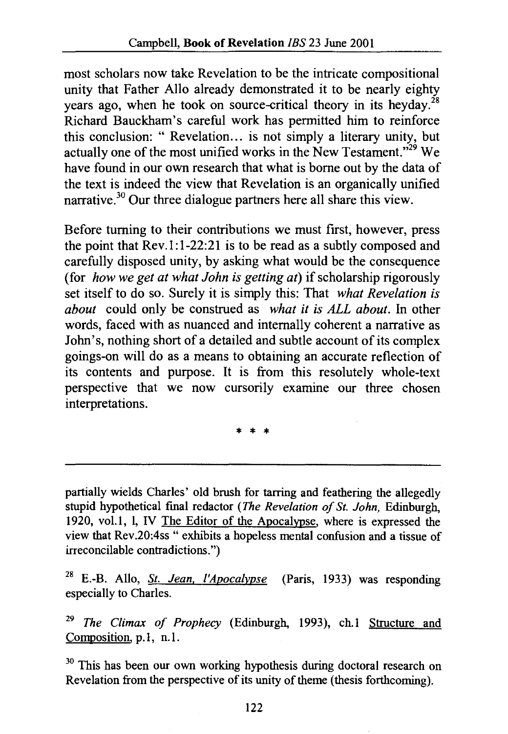most scholars now take Revelation to be the intricate compositional unity that Father Allo already demonstrated it to be nearly eighty years ago, when he took on source-critical theory in its heyday.[28] Richard Bauckham's careful work has permitted him to reinforce this conclusion: " Revelation... is not simply a literary unity, but actually one of the most unified works in the New Testament."[29] We have found in our own research that what is borne out by the data of the text is indeed the view that Revelation is an organically unified narrative.[30] Our three dialogue partners here all share this view.

Before turning to their contributions we must first, however, press the point that Rev.1:1-22:21 is to be read as a subtly composed and carefully disposed unity, by asking what would be the consequence (for *how we get at what John is getting at*) if scholarship rigorously set itself to do so. Surely it is simply this: That *what Revelation is about* could only be construed as *what it is ALL about*. In other words, faced with as nuanced and internally coherent a narrative as John's, nothing short of a detailed and subtle account of its complex goings-on will do as a means to obtaining an accurate reflection of its contents and purpose. It is from this resolutely whole-text perspective that we now cursorily examine our three chosen interpretations.

\* \* \*

---

partially wields Charles' old brush for tarring and feathering the allegedly stupid hypothetical final redactor (*The Revelation of St. John*, Edinburgh, 1920, vol.1, l, IV The Editor of the Apocalypse, where is expressed the view that Rev.20:4ss " exhibits a hopeless mental confusion and a tissue of irreconcilable contradictions.")

[28] E.-B. Allo, St. Jean, l'Apocalypse (Paris, 1933) was responding especially to Charles.

[29] *The Climax of Prophecy* (Edinburgh, 1993), ch.1 Structure and Composition, p.1, n.1.

[30] This has been our own working hypothesis during doctoral research on Revelation from the perspective of its unity of theme (thesis forthcoming).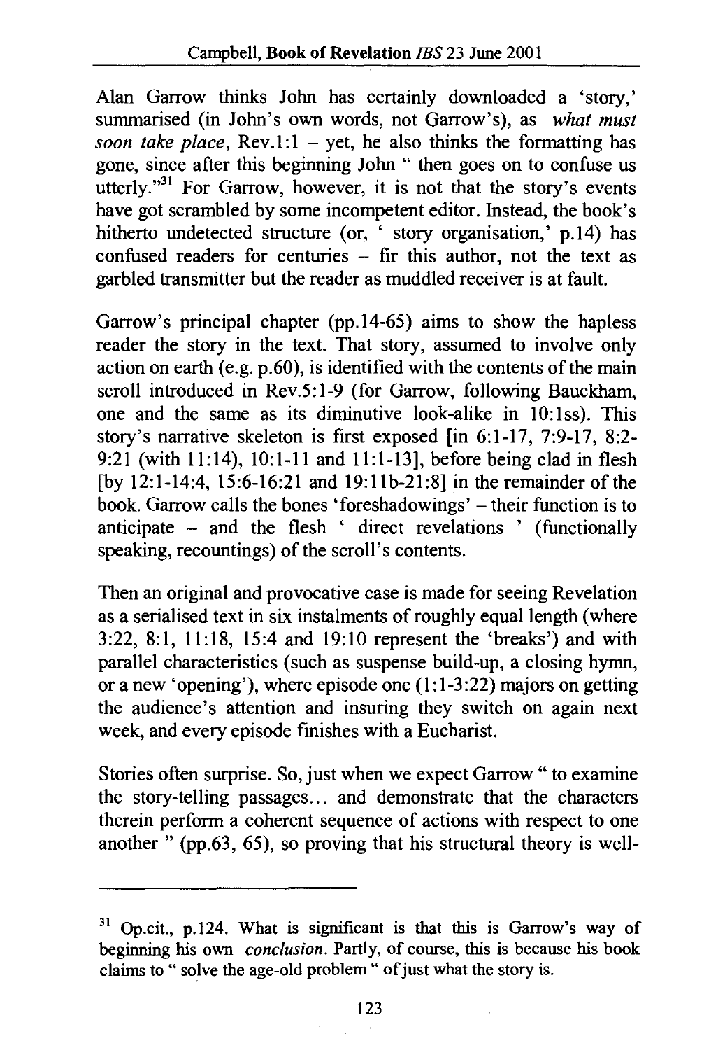Alan Garrow thinks John has certainly downloaded a 'story,' summarised (in John's own words, not Garrow's), as *what must soon take place*, Rev.1:1 – yet, he also thinks the formatting has gone, since after this beginning John " then goes on to confuse us utterly."[31] For Garrow, however, it is not that the story's events have got scrambled by some incompetent editor. Instead, the book's hitherto undetected structure (or, ' story organisation,' p.14) has confused readers for centuries – fir this author, not the text as garbled transmitter but the reader as muddled receiver is at fault.

Garrow's principal chapter (pp.14-65) aims to show the hapless reader the story in the text. That story, assumed to involve only action on earth (e.g. p.60), is identified with the contents of the main scroll introduced in Rev.5:1-9 (for Garrow, following Bauckham, one and the same as its diminutive look-alike in 10:1ss). This story's narrative skeleton is first exposed [in 6:1-17, 7:9-17, 8:2-9:21 (with 11:14), 10:1-11 and 11:1-13], before being clad in flesh [by 12:1-14:4, 15:6-16:21 and 19:11b-21:8] in the remainder of the book. Garrow calls the bones 'foreshadowings' – their function is to anticipate – and the flesh ' direct revelations ' (functionally speaking, recountings) of the scroll's contents.

Then an original and provocative case is made for seeing Revelation as a serialised text in six instalments of roughly equal length (where 3:22, 8:1, 11:18, 15:4 and 19:10 represent the 'breaks') and with parallel characteristics (such as suspense build-up, a closing hymn, or a new 'opening'), where episode one (1:1-3:22) majors on getting the audience's attention and insuring they switch on again next week, and every episode finishes with a Eucharist.

Stories often surprise. So, just when we expect Garrow " to examine the story-telling passages... and demonstrate that the characters therein perform a coherent sequence of actions with respect to one another " (pp.63, 65), so proving that his structural theory is well-

---

[31] Op.cit., p.124. What is significant is that this is Garrow's way of beginning his own *conclusion*. Partly, of course, this is because his book claims to " solve the age-old problem " of just what the story is.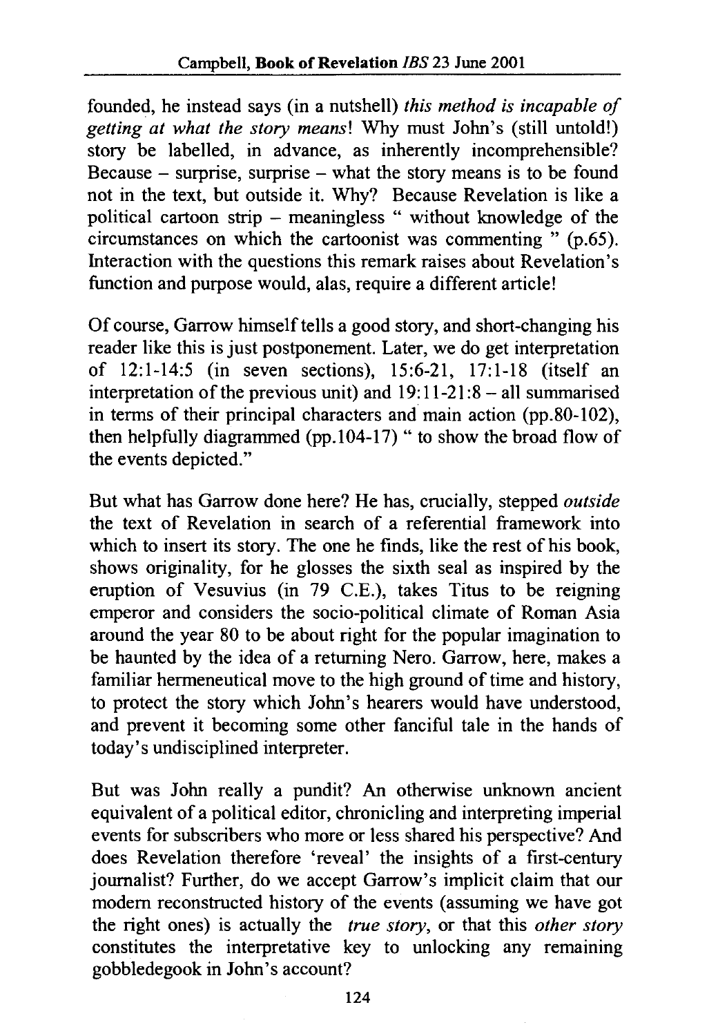founded, he instead says (in a nutshell) *this method is incapable of getting at what the story means*! Why must John's (still untold!) story be labelled, in advance, as inherently incomprehensible? Because – surprise, surprise – what the story means is to be found not in the text, but outside it. Why? Because Revelation is like a political cartoon strip – meaningless " without knowledge of the circumstances on which the cartoonist was commenting " (p.65). Interaction with the questions this remark raises about Revelation's function and purpose would, alas, require a different article!

Of course, Garrow himself tells a good story, and short-changing his reader like this is just postponement. Later, we do get interpretation of 12:1-14:5 (in seven sections), 15:6-21, 17:1-18 (itself an interpretation of the previous unit) and 19:11-21:8 – all summarised in terms of their principal characters and main action (pp.80-102), then helpfully diagrammed (pp.104-17) " to show the broad flow of the events depicted."

But what has Garrow done here? He has, crucially, stepped *outside* the text of Revelation in search of a referential framework into which to insert its story. The one he finds, like the rest of his book, shows originality, for he glosses the sixth seal as inspired by the eruption of Vesuvius (in 79 C.E.), takes Titus to be reigning emperor and considers the socio-political climate of Roman Asia around the year 80 to be about right for the popular imagination to be haunted by the idea of a returning Nero. Garrow, here, makes a familiar hermeneutical move to the high ground of time and history, to protect the story which John's hearers would have understood, and prevent it becoming some other fanciful tale in the hands of today's undisciplined interpreter.

But was John really a pundit? An otherwise unknown ancient equivalent of a political editor, chronicling and interpreting imperial events for subscribers who more or less shared his perspective? And does Revelation therefore 'reveal' the insights of a first-century journalist? Further, do we accept Garrow's implicit claim that our modern reconstructed history of the events (assuming we have got the right ones) is actually the *true story*, or that this *other story* constitutes the interpretative key to unlocking any remaining gobbledegook in John's account?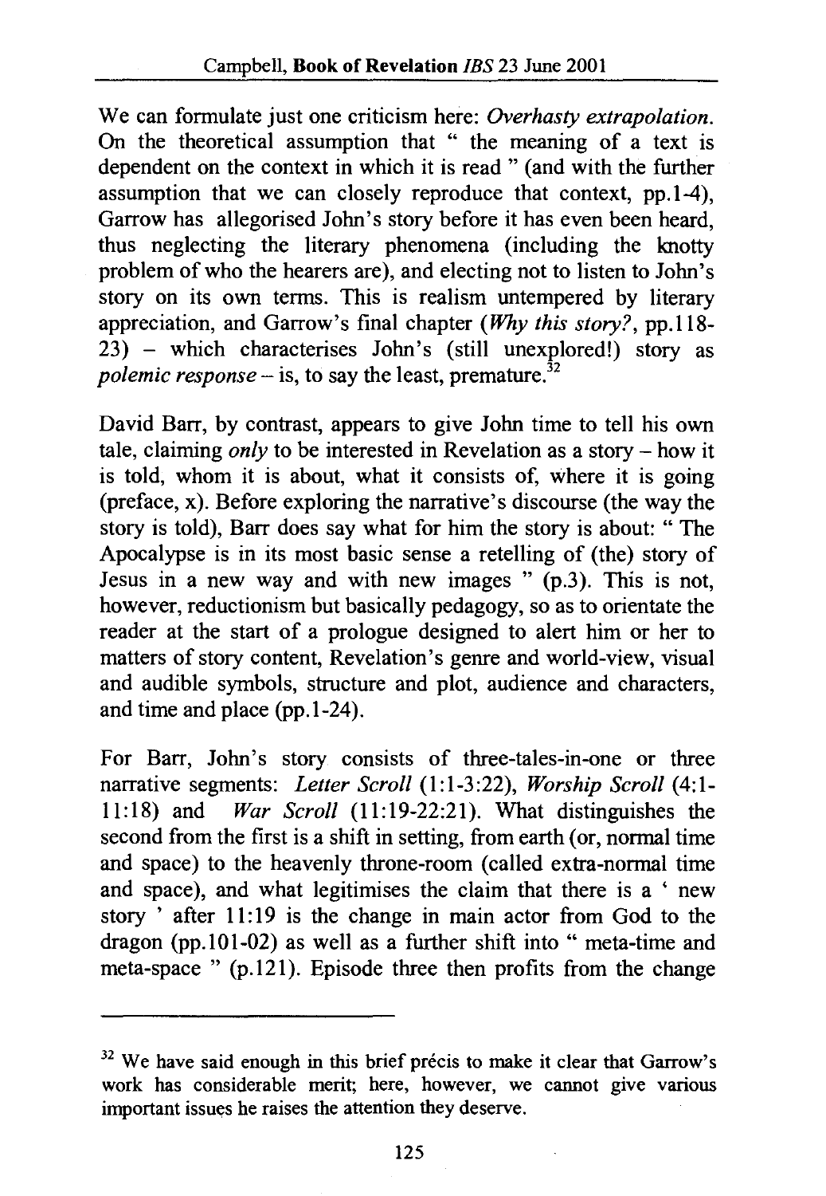We can formulate just one criticism here: *Overhasty extrapolation*. On the theoretical assumption that " the meaning of a text is dependent on the context in which it is read " (and with the further assumption that we can closely reproduce that context, pp.1-4), Garrow has allegorised John's story before it has even been heard, thus neglecting the literary phenomena (including the knotty problem of who the hearers are), and electing not to listen to John's story on its own terms. This is realism untempered by literary appreciation, and Garrow's final chapter (*Why this story?*, pp.118-23) – which characterises John's (still unexplored!) story as *polemic response* – is, to say the least, premature.[32]

David Barr, by contrast, appears to give John time to tell his own tale, claiming *only* to be interested in Revelation as a story – how it is told, whom it is about, what it consists of, where it is going (preface, x). Before exploring the narrative's discourse (the way the story is told), Barr does say what for him the story is about: " The Apocalypse is in its most basic sense a retelling of (the) story of Jesus in a new way and with new images " (p.3). This is not, however, reductionism but basically pedagogy, so as to orientate the reader at the start of a prologue designed to alert him or her to matters of story content, Revelation's genre and world-view, visual and audible symbols, structure and plot, audience and characters, and time and place (pp.1-24).

For Barr, John's story consists of three-tales-in-one or three narrative segments: *Letter Scroll* (1:1-3:22), *Worship Scroll* (4:1-11:18) and *War Scroll* (11:19-22:21). What distinguishes the second from the first is a shift in setting, from earth (or, normal time and space) to the heavenly throne-room (called extra-normal time and space), and what legitimises the claim that there is a ' new story ' after 11:19 is the change in main actor from God to the dragon (pp.101-02) as well as a further shift into " meta-time and meta-space " (p.121). Episode three then profits from the change

---

[32] We have said enough in this brief précis to make it clear that Garrow's work has considerable merit; here, however, we cannot give various important issues he raises the attention they deserve.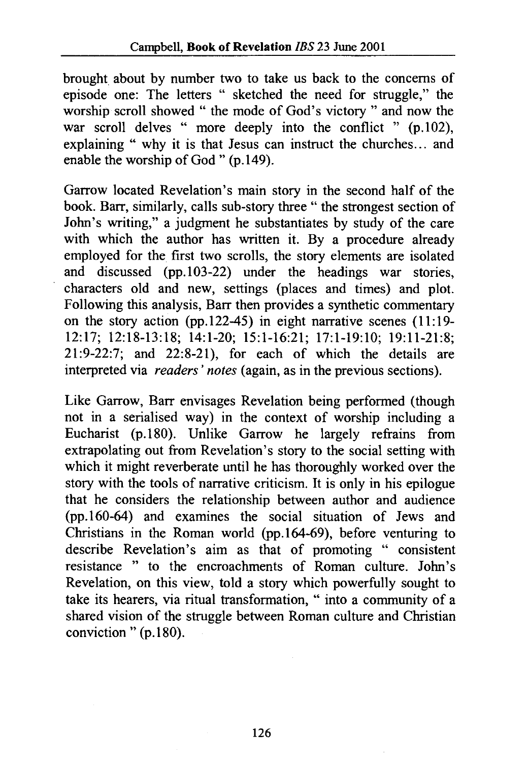brought about by number two to take us back to the concerns of episode one: The letters " sketched the need for struggle," the worship scroll showed " the mode of God's victory " and now the war scroll delves " more deeply into the conflict " (p.102), explaining " why it is that Jesus can instruct the churches... and enable the worship of God " (p.149).

Garrow located Revelation's main story in the second half of the book. Barr, similarly, calls sub-story three " the strongest section of John's writing," a judgment he substantiates by study of the care with which the author has written it. By a procedure already employed for the first two scrolls, the story elements are isolated and discussed (pp.103-22) under the headings war stories, characters old and new, settings (places and times) and plot. Following this analysis, Barr then provides a synthetic commentary on the story action (pp.122-45) in eight narrative scenes (11:19-12:17; 12:18-13:18; 14:1-20; 15:1-16:21; 17:1-19:10; 19:11-21:8; 21:9-22:7; and 22:8-21), for each of which the details are interpreted via *readers' notes* (again, as in the previous sections).

Like Garrow, Barr envisages Revelation being performed (though not in a serialised way) in the context of worship including a Eucharist (p.180). Unlike Garrow he largely refrains from extrapolating out from Revelation's story to the social setting with which it might reverberate until he has thoroughly worked over the story with the tools of narrative criticism. It is only in his epilogue that he considers the relationship between author and audience (pp.160-64) and examines the social situation of Jews and Christians in the Roman world (pp.164-69), before venturing to describe Revelation's aim as that of promoting " consistent resistance " to the encroachments of Roman culture. John's Revelation, on this view, told a story which powerfully sought to take its hearers, via ritual transformation, " into a community of a shared vision of the struggle between Roman culture and Christian conviction " (p.180).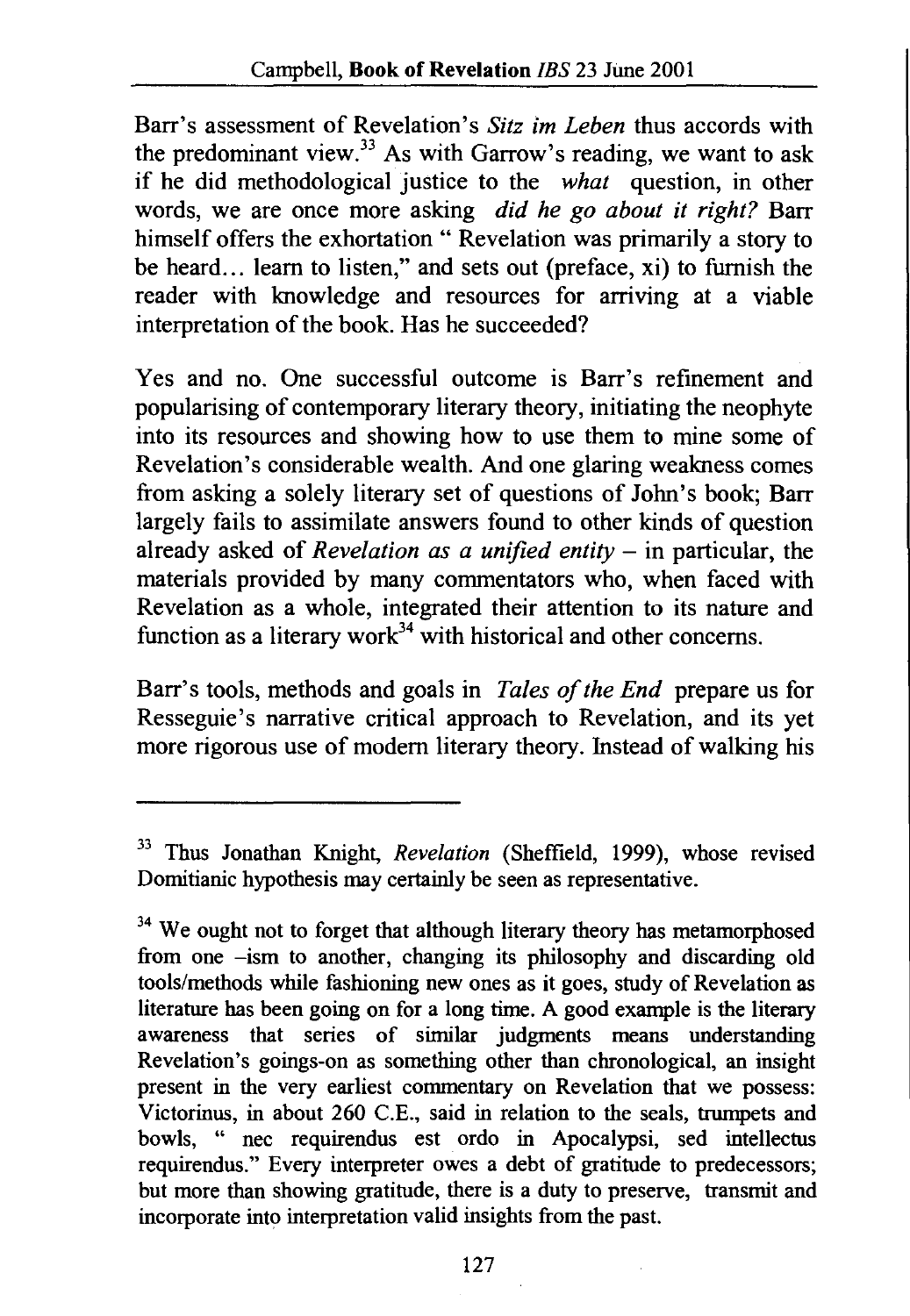Barr's assessment of Revelation's *Sitz im Leben* thus accords with the predominant view.[33] As with Garrow's reading, we want to ask if he did methodological justice to the *what* question, in other words, we are once more asking *did he go about it right?* Barr himself offers the exhortation " Revelation was primarily a story to be heard... learn to listen," and sets out (preface, xi) to furnish the reader with knowledge and resources for arriving at a viable interpretation of the book. Has he succeeded?

Yes and no. One successful outcome is Barr's refinement and popularising of contemporary literary theory, initiating the neophyte into its resources and showing how to use them to mine some of Revelation's considerable wealth. And one glaring weakness comes from asking a solely literary set of questions of John's book; Barr largely fails to assimilate answers found to other kinds of question already asked of *Revelation as a unified entity* – in particular, the materials provided by many commentators who, when faced with Revelation as a whole, integrated their attention to its nature and function as a literary work[34] with historical and other concerns.

Barr's tools, methods and goals in *Tales of the End* prepare us for Resseguie's narrative critical approach to Revelation, and its yet more rigorous use of modern literary theory. Instead of walking his

---

[33] Thus Jonathan Knight, *Revelation* (Sheffield, 1999), whose revised Domitianic hypothesis may certainly be seen as representative.

[34] We ought not to forget that although literary theory has metamorphosed from one –ism to another, changing its philosophy and discarding old tools/methods while fashioning new ones as it goes, study of Revelation as literature has been going on for a long time. A good example is the literary awareness that series of similar judgments means understanding Revelation's goings-on as something other than chronological, an insight present in the very earliest commentary on Revelation that we possess: Victorinus, in about 260 C.E., said in relation to the seals, trumpets and bowls, " nec requirendus est ordo in Apocalypsi, sed intellectus requirendus." Every interpreter owes a debt of gratitude to predecessors; but more than showing gratitude, there is a duty to preserve, transmit and incorporate into interpretation valid insights from the past.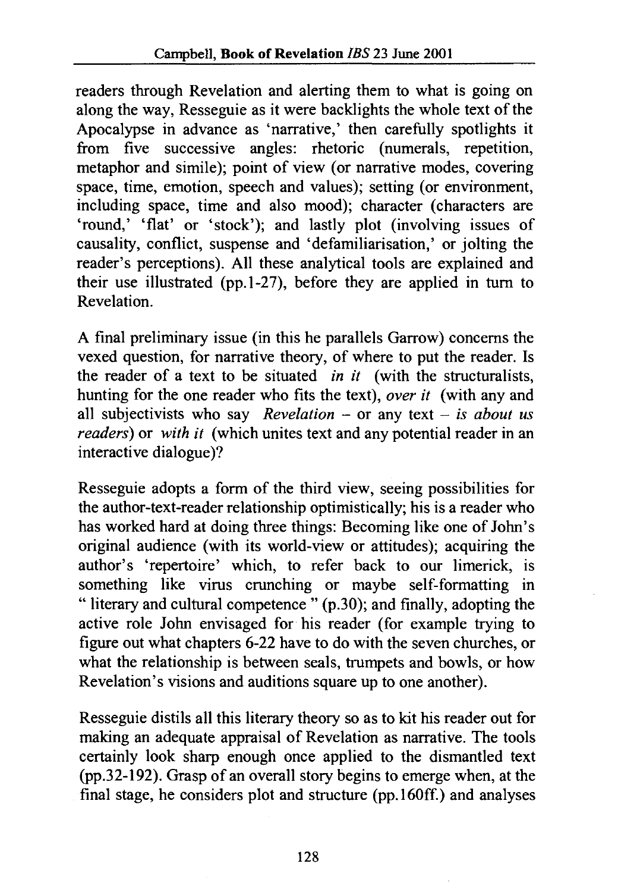readers through Revelation and alerting them to what is going on along the way, Resseguie as it were backlights the whole text of the Apocalypse in advance as 'narrative,' then carefully spotlights it from five successive angles: rhetoric (numerals, repetition, metaphor and simile); point of view (or narrative modes, covering space, time, emotion, speech and values); setting (or environment, including space, time and also mood); character (characters are 'round,' 'flat' or 'stock'); and lastly plot (involving issues of causality, conflict, suspense and 'defamiliarisation,' or jolting the reader's perceptions). All these analytical tools are explained and their use illustrated (pp.1-27), before they are applied in turn to Revelation.

A final preliminary issue (in this he parallels Garrow) concerns the vexed question, for narrative theory, of where to put the reader. Is the reader of a text to be situated *in it* (with the structuralists, hunting for the one reader who fits the text), *over it* (with any and all subjectivists who say *Revelation* – or any text – *is about us readers*) or *with it* (which unites text and any potential reader in an interactive dialogue)?

Resseguie adopts a form of the third view, seeing possibilities for the author-text-reader relationship optimistically; his is a reader who has worked hard at doing three things: Becoming like one of John's original audience (with its world-view or attitudes); acquiring the author's 'repertoire' which, to refer back to our limerick, is something like virus crunching or maybe self-formatting in " literary and cultural competence " (p.30); and finally, adopting the active role John envisaged for his reader (for example trying to figure out what chapters 6-22 have to do with the seven churches, or what the relationship is between seals, trumpets and bowls, or how Revelation's visions and auditions square up to one another).

Resseguie distils all this literary theory so as to kit his reader out for making an adequate appraisal of Revelation as narrative. The tools certainly look sharp enough once applied to the dismantled text (pp.32-192). Grasp of an overall story begins to emerge when, at the final stage, he considers plot and structure (pp.160ff.) and analyses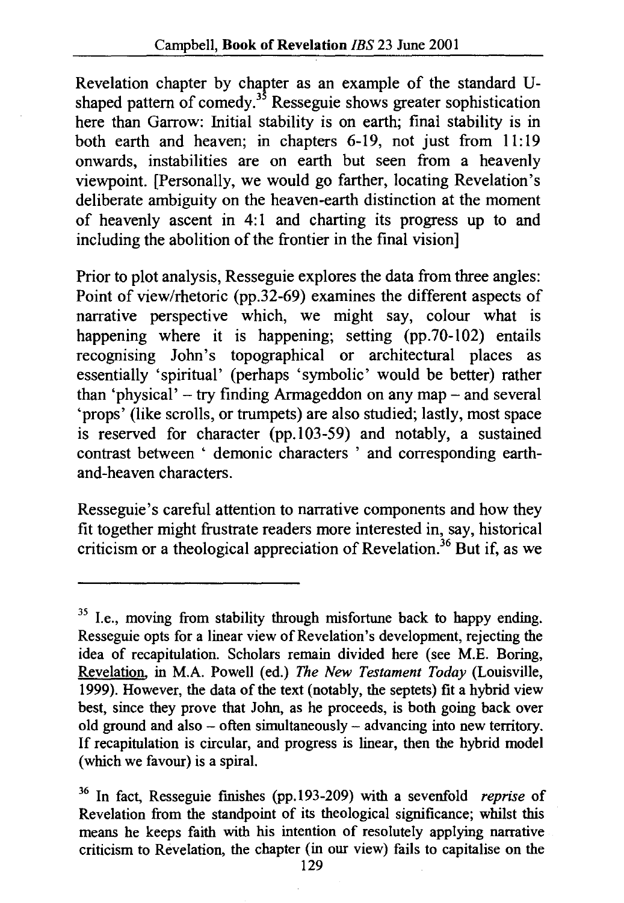Revelation chapter by chapter as an example of the standard U-shaped pattern of comedy.[35] Resseguie shows greater sophistication here than Garrow: Initial stability is on earth; final stability is in both earth and heaven; in chapters 6-19, not just from 11:19 onwards, instabilities are on earth but seen from a heavenly viewpoint. [Personally, we would go farther, locating Revelation's deliberate ambiguity on the heaven-earth distinction at the moment of heavenly ascent in 4:1 and charting its progress up to and including the abolition of the frontier in the final vision]

Prior to plot analysis, Resseguie explores the data from three angles: Point of view/rhetoric (pp.32-69) examines the different aspects of narrative perspective which, we might say, colour what is happening where it is happening; setting (pp.70-102) entails recognising John's topographical or architectural places as essentially 'spiritual' (perhaps 'symbolic' would be better) rather than 'physical' – try finding Armageddon on any map – and several 'props' (like scrolls, or trumpets) are also studied; lastly, most space is reserved for character (pp.103-59) and notably, a sustained contrast between ' demonic characters ' and corresponding earth-and-heaven characters.

Resseguie's careful attention to narrative components and how they fit together might frustrate readers more interested in, say, historical criticism or a theological appreciation of Revelation.[36] But if, as we

---

[35] I.e., moving from stability through misfortune back to happy ending. Resseguie opts for a linear view of Revelation's development, rejecting the idea of recapitulation. Scholars remain divided here (see M.E. Boring, Revelation, in M.A. Powell (ed.) *The New Testament Today* (Louisville, 1999). However, the data of the text (notably, the septets) fit a hybrid view best, since they prove that John, as he proceeds, is both going back over old ground and also – often simultaneously – advancing into new territory. If recapitulation is circular, and progress is linear, then the hybrid model (which we favour) is a spiral.

[36] In fact, Resseguie finishes (pp.193-209) with a sevenfold *reprise* of Revelation from the standpoint of its theological significance; whilst this means he keeps faith with his intention of resolutely applying narrative criticism to Revelation, the chapter (in our view) fails to capitalise on the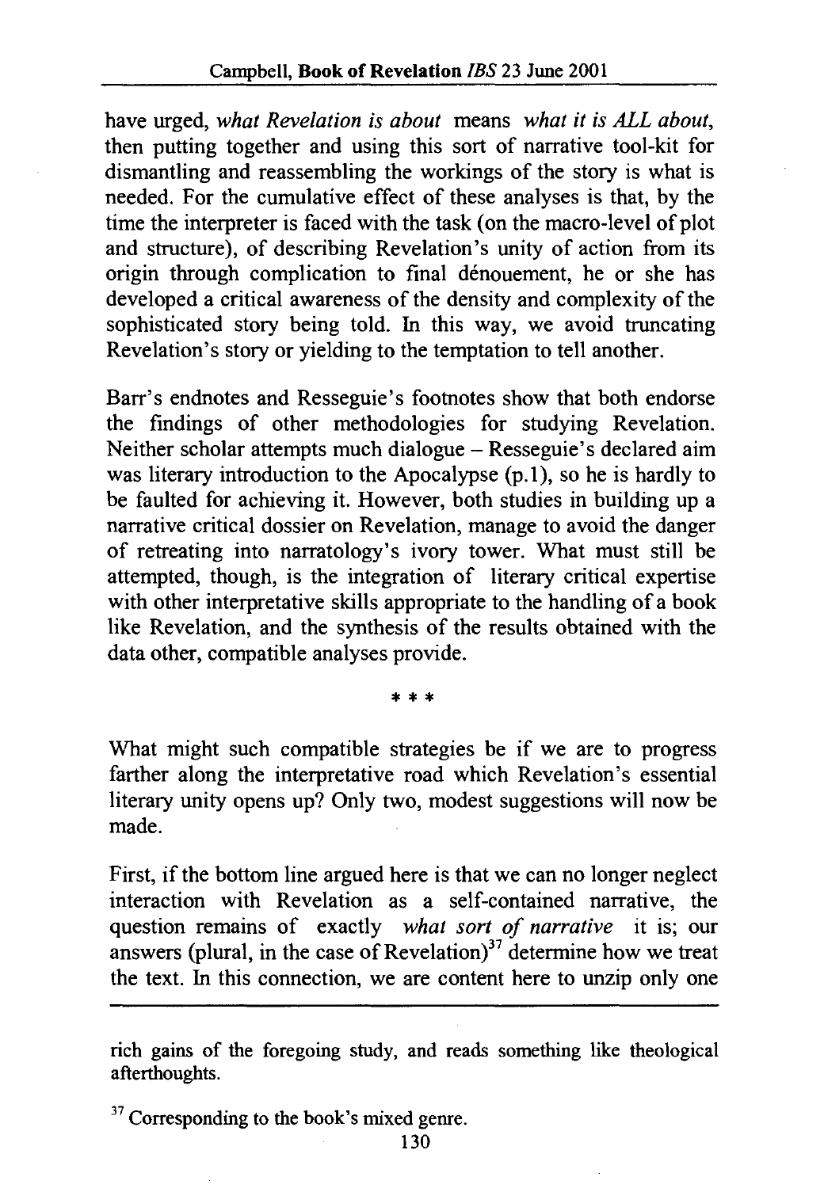have urged, *what Revelation is about* means *what it is ALL about*, then putting together and using this sort of narrative tool-kit for dismantling and reassembling the workings of the story is what is needed. For the cumulative effect of these analyses is that, by the time the interpreter is faced with the task (on the macro-level of plot and structure), of describing Revelation's unity of action from its origin through complication to final dénouement, he or she has developed a critical awareness of the density and complexity of the sophisticated story being told. In this way, we avoid truncating Revelation's story or yielding to the temptation to tell another.

Barr's endnotes and Resseguie's footnotes show that both endorse the findings of other methodologies for studying Revelation. Neither scholar attempts much dialogue – Resseguie's declared aim was literary introduction to the Apocalypse (p.1), so he is hardly to be faulted for achieving it. However, both studies in building up a narrative critical dossier on Revelation, manage to avoid the danger of retreating into narratology's ivory tower. What must still be attempted, though, is the integration of literary critical expertise with other interpretative skills appropriate to the handling of a book like Revelation, and the synthesis of the results obtained with the data other, compatible analyses provide.

\* \* \*

What might such compatible strategies be if we are to progress farther along the interpretative road which Revelation's essential literary unity opens up? Only two, modest suggestions will now be made.

First, if the bottom line argued here is that we can no longer neglect interaction with Revelation as a self-contained narrative, the question remains of exactly *what sort of narrative* it is; our answers (plural, in the case of Revelation)[37] determine how we treat the text. In this connection, we are content here to unzip only one

---

rich gains of the foregoing study, and reads something like theological afterthoughts.

[37] Corresponding to the book's mixed genre.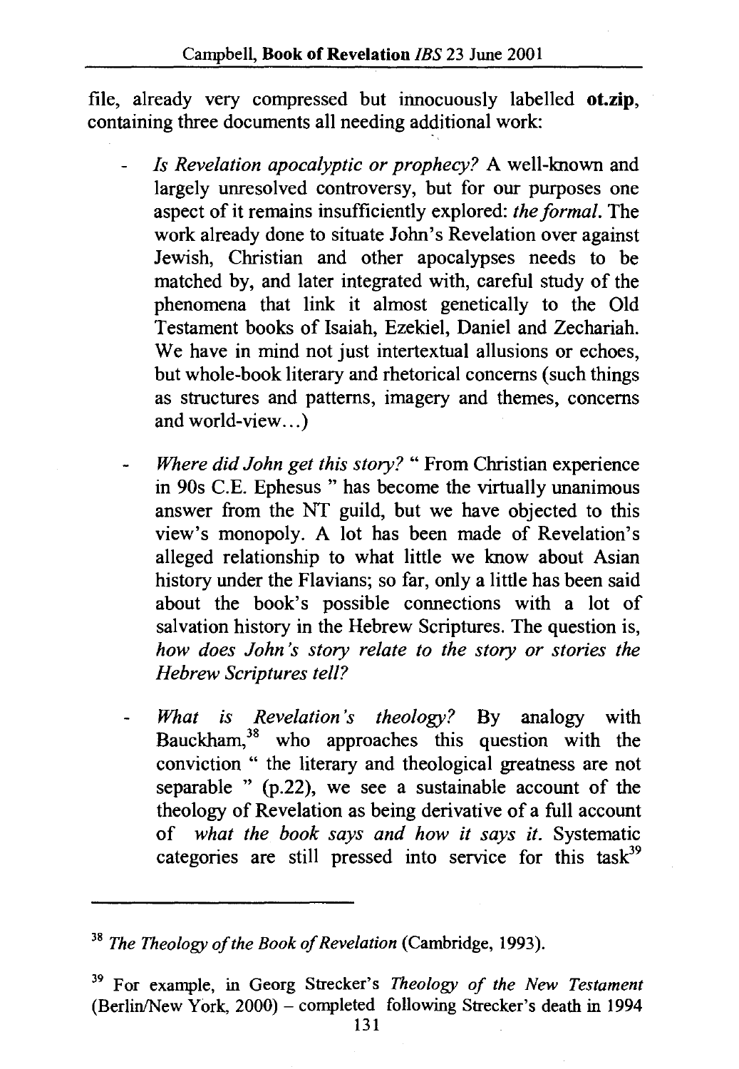file, already very compressed but innocuously labelled **ot.zip**, containing three documents all needing additional work:

- *Is Revelation apocalyptic or prophecy?* A well-known and largely unresolved controversy, but for our purposes one aspect of it remains insufficiently explored: *the formal.* The work already done to situate John's Revelation over against Jewish, Christian and other apocalypses needs to be matched by, and later integrated with, careful study of the phenomena that link it almost genetically to the Old Testament books of Isaiah, Ezekiel, Daniel and Zechariah. We have in mind not just intertextual allusions or echoes, but whole-book literary and rhetorical concerns (such things as structures and patterns, imagery and themes, concerns and world-view...)

- *Where did John get this story?* " From Christian experience in 90s C.E. Ephesus " has become the virtually unanimous answer from the NT guild, but we have objected to this view's monopoly. A lot has been made of Revelation's alleged relationship to what little we know about Asian history under the Flavians; so far, only a little has been said about the book's possible connections with a lot of salvation history in the Hebrew Scriptures. The question is, *how does John's story relate to the story or stories the Hebrew Scriptures tell?*

- *What is Revelation's theology?* By analogy with Bauckham,[38] who approaches this question with the conviction " the literary and theological greatness are not separable " (p.22), we see a sustainable account of the theology of Revelation as being derivative of a full account of *what the book says and how it says it.* Systematic categories are still pressed into service for this task[39]

---

[38] *The Theology of the Book of Revelation* (Cambridge, 1993).

[39] For example, in Georg Strecker's *Theology of the New Testament* (Berlin/New York, 2000) – completed following Strecker's death in 1994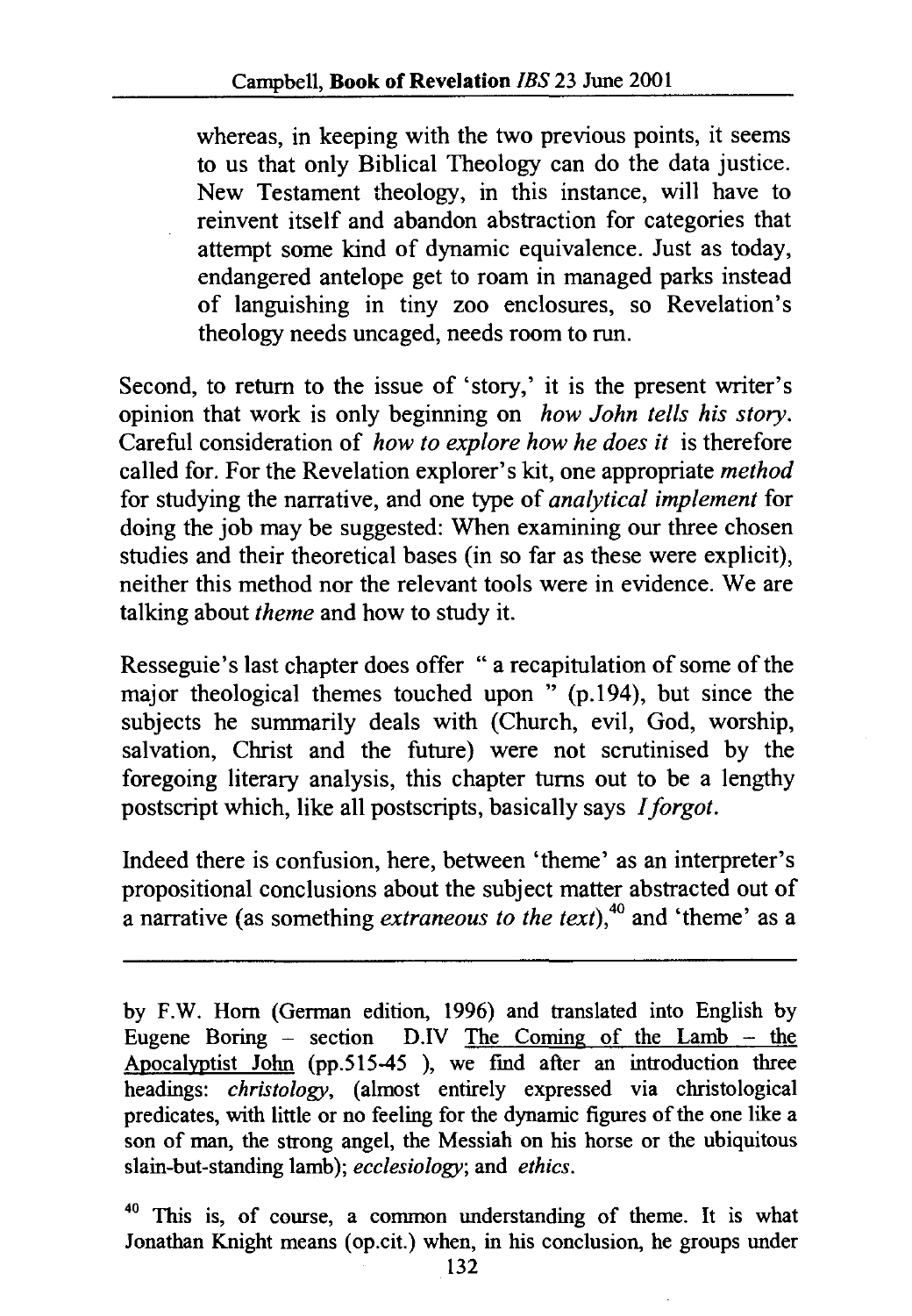whereas, in keeping with the two previous points, it seems to us that only Biblical Theology can do the data justice. New Testament theology, in this instance, will have to reinvent itself and abandon abstraction for categories that attempt some kind of dynamic equivalence. Just as today, endangered antelope get to roam in managed parks instead of languishing in tiny zoo enclosures, so Revelation's theology needs uncaged, needs room to run.

Second, to return to the issue of 'story,' it is the present writer's opinion that work is only beginning on *how John tells his story*. Careful consideration of *how to explore how he does it* is therefore called for. For the Revelation explorer's kit, one appropriate *method* for studying the narrative, and one type of *analytical implement* for doing the job may be suggested: When examining our three chosen studies and their theoretical bases (in so far as these were explicit), neither this method nor the relevant tools were in evidence. We are talking about *theme* and how to study it.

Resseguie's last chapter does offer " a recapitulation of some of the major theological themes touched upon " (p.194), but since the subjects he summarily deals with (Church, evil, God, worship, salvation, Christ and the future) were not scrutinised by the foregoing literary analysis, this chapter turns out to be a lengthy postscript which, like all postscripts, basically says *I forgot*.

Indeed there is confusion, here, between 'theme' as an interpreter's propositional conclusions about the subject matter abstracted out of a narrative (as something *extraneous to the text*),[40] and 'theme' as a

---

by F.W. Horn (German edition, 1996) and translated into English by Eugene Boring – section D.IV The Coming of the Lamb – the Apocalyptist John (pp.515-45 ), we find after an introduction three headings: *christology*, (almost entirely expressed via christological predicates, with little or no feeling for the dynamic figures of the one like a son of man, the strong angel, the Messiah on his horse or the ubiquitous slain-but-standing lamb); *ecclesiology*; and *ethics*.

[40] This is, of course, a common understanding of theme. It is what Jonathan Knight means (op.cit.) when, in his conclusion, he groups under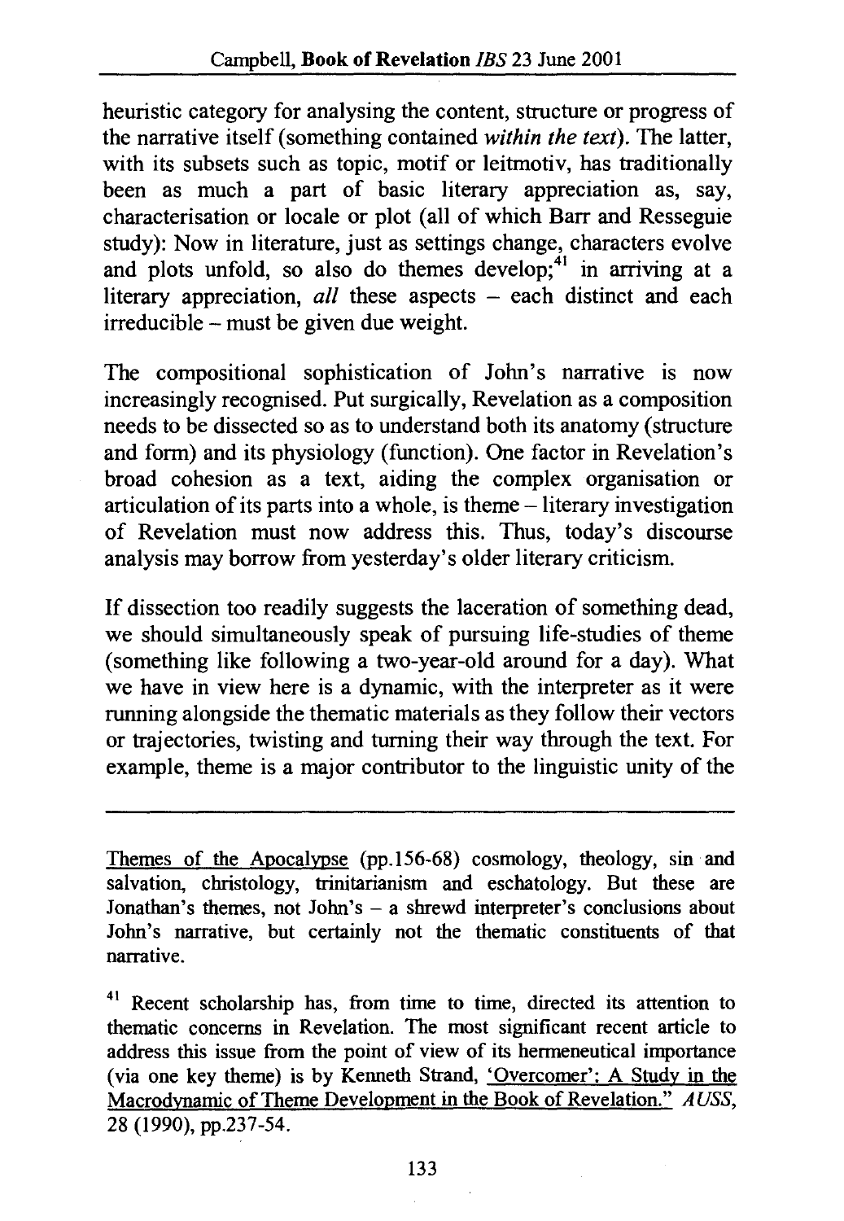heuristic category for analysing the content, structure or progress of the narrative itself (something contained *within the text*). The latter, with its subsets such as topic, motif or leitmotiv, has traditionally been as much a part of basic literary appreciation as, say, characterisation or locale or plot (all of which Barr and Resseguie study): Now in literature, just as settings change, characters evolve and plots unfold, so also do themes develop;[41] in arriving at a literary appreciation, *all* these aspects – each distinct and each irreducible – must be given due weight.

The compositional sophistication of John's narrative is now increasingly recognised. Put surgically, Revelation as a composition needs to be dissected so as to understand both its anatomy (structure and form) and its physiology (function). One factor in Revelation's broad cohesion as a text, aiding the complex organisation or articulation of its parts into a whole, is theme – literary investigation of Revelation must now address this. Thus, today's discourse analysis may borrow from yesterday's older literary criticism.

If dissection too readily suggests the laceration of something dead, we should simultaneously speak of pursuing life-studies of theme (something like following a two-year-old around for a day). What we have in view here is a dynamic, with the interpreter as it were running alongside the thematic materials as they follow their vectors or trajectories, twisting and turning their way through the text. For example, theme is a major contributor to the linguistic unity of the

---

Themes of the Apocalypse (pp.156-68) cosmology, theology, sin and salvation, christology, trinitarianism and eschatology. But these are Jonathan's themes, not John's – a shrewd interpreter's conclusions about John's narrative, but certainly not the thematic constituents of that narrative.

[41] Recent scholarship has, from time to time, directed its attention to thematic concerns in Revelation. The most significant recent article to address this issue from the point of view of its hermeneutical importance (via one key theme) is by Kenneth Strand, 'Overcomer': A Study in the Macrodynamic of Theme Development in the Book of Revelation." *AUSS*, 28 (1990), pp.237-54.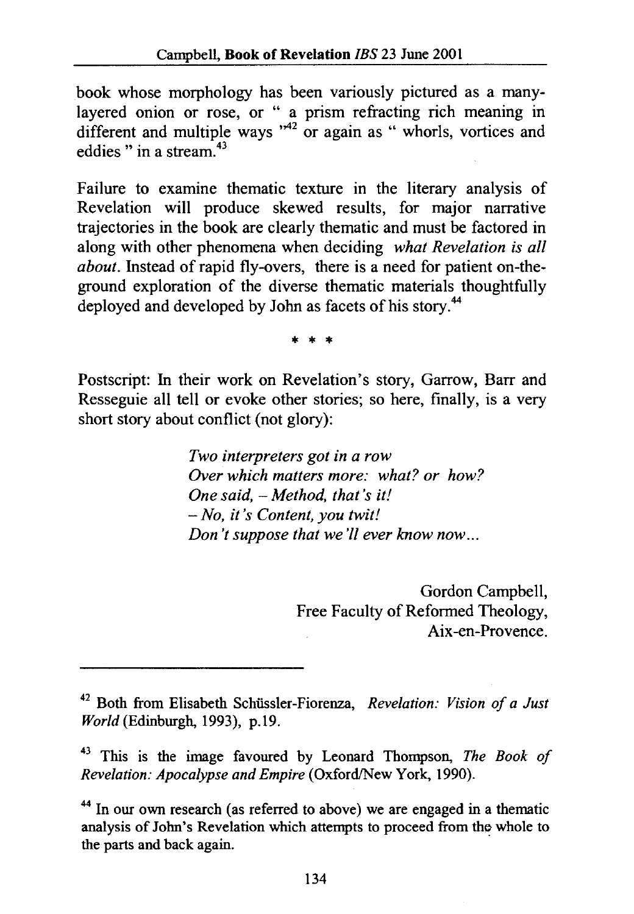book whose morphology has been variously pictured as a many-layered onion or rose, or " a prism refracting rich meaning in different and multiple ways "[42] or again as " whorls, vortices and eddies " in a stream.[43]

Failure to examine thematic texture in the literary analysis of Revelation will produce skewed results, for major narrative trajectories in the book are clearly thematic and must be factored in along with other phenomena when deciding *what Revelation is all about*. Instead of rapid fly-overs, there is a need for patient on-the-ground exploration of the diverse thematic materials thoughtfully deployed and developed by John as facets of his story.[44]

\* \* \*

Postscript: In their work on Revelation's story, Garrow, Barr and Resseguie all tell or evoke other stories; so here, finally, is a very short story about conflict (not glory):

> *Two interpreters got in a row*
> *Over which matters more: what? or how?*
> *One said, – Method, that's it!*
> *– No, it's Content, you twit!*
> *Don't suppose that we'll ever know now...*

Gordon Campbell,
Free Faculty of Reformed Theology,
Aix-en-Provence.

---

[42] Both from Elisabeth Schüssler-Fiorenza, *Revelation: Vision of a Just World* (Edinburgh, 1993), p.19.

[43] This is the image favoured by Leonard Thompson, *The Book of Revelation: Apocalypse and Empire* (Oxford/New York, 1990).

[44] In our own research (as referred to above) we are engaged in a thematic analysis of John's Revelation which attempts to proceed from the whole to the parts and back again.